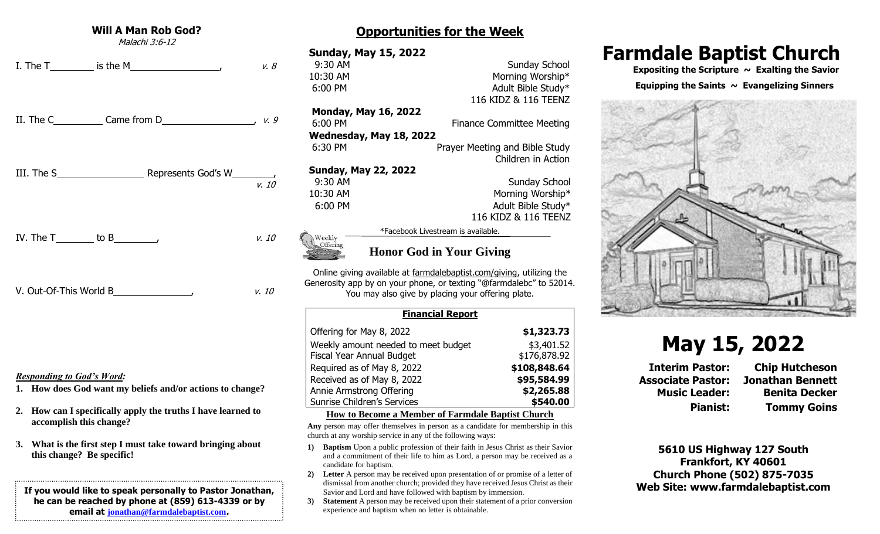## Will A Man Rob God?

*Malachi 3:6-12*

I. The T________ is the M________________, *v. 8*

II. The C_________ Came from D________________, *v. 9*

III. The S________________ Represents God's W________, *v. 10*

IV. The T_______ to B________, *v. 10*

V. Out-Of-This World B_______________, *v. 10*

***Responding to God's Word:***

1. **How does God want my beliefs and/or actions to change?**
2. **How can I specifically apply the truths I have learned to accomplish this change?**
3. **What is the first step I must take toward bringing about this change? Be specific!**

**If you would like to speak personally to Pastor Jonathan, he can be reached by phone at (859) 613-4339 or by email at jonathan@farmdalebaptist.com.**

## Opportunities for the Week

**Sunday, May 15, 2022**

| | |
|---|---|
| 9:30 AM | Sunday School |
| 10:30 AM | Morning Worship* |
| 6:00 PM | Adult Bible Study* |
| | 116 KIDZ & 116 TEENZ |

**Monday, May 16, 2022**

| | |
|---|---|
| 6:00 PM | Finance Committee Meeting |

**Wednesday, May 18, 2022**

| | |
|---|---|
| 6:30 PM | Prayer Meeting and Bible Study |
| | Children in Action |

**Sunday, May 22, 2022**

| | |
|---|---|
| 9:30 AM | Sunday School |
| 10:30 AM | Morning Worship* |
| 6:00 PM | Adult Bible Study* |
| | 116 KIDZ & 116 TEENZ |

*Facebook Livestream is available.

### Honor God in Your Giving

Online giving available at farmdalebaptist.com/giving, utilizing the Generosity app by on your phone, or texting "@farmdalebc" to 52014. You may also give by placing your offering plate.

| Financial Report | |
|---|---|
| Offering for May 8, 2022 | **$1,323.73** |
| Weekly amount needed to meet budget | $3,401.52 |
| Fiscal Year Annual Budget | $176,878.92 |
| Required as of May 8, 2022 | **$108,848.64** |
| Received as of May 8, 2022 | **$95,584.99** |
| Annie Armstrong Offering | **$2,265.88** |
| Sunrise Children's Services | **$540.00** |

### How to Become a Member of Farmdale Baptist Church

**Any** person may offer themselves in person as a candidate for membership in this church at any worship service in any of the following ways:

1. **Baptism** Upon a public profession of their faith in Jesus Christ as their Savior and a commitment of their life to him as Lord, a person may be received as a candidate for baptism.
2. **Letter** A person may be received upon presentation of or promise of a letter of dismissal from another church; provided they have received Jesus Christ as their Savior and Lord and have followed with baptism by immersion.
3. **Statement** A person may be received upon their statement of a prior conversion experience and baptism when no letter is obtainable.

# Farmdale Baptist Church

**Expositing the Scripture ~ Exalting the Savior**

**Equipping the Saints ~ Evangelizing Sinners**

# May 15, 2022

| | |
|---|---|
| **Interim Pastor:** | **Chip Hutcheson** |
| **Associate Pastor:** | **Jonathan Bennett** |
| **Music Leader:** | **Benita Decker** |
| **Pianist:** | **Tommy Goins** |

**5610 US Highway 127 South**
**Frankfort, KY 40601**
**Church Phone (502) 875-7035**
**Web Site: www.farmdalebaptist.com**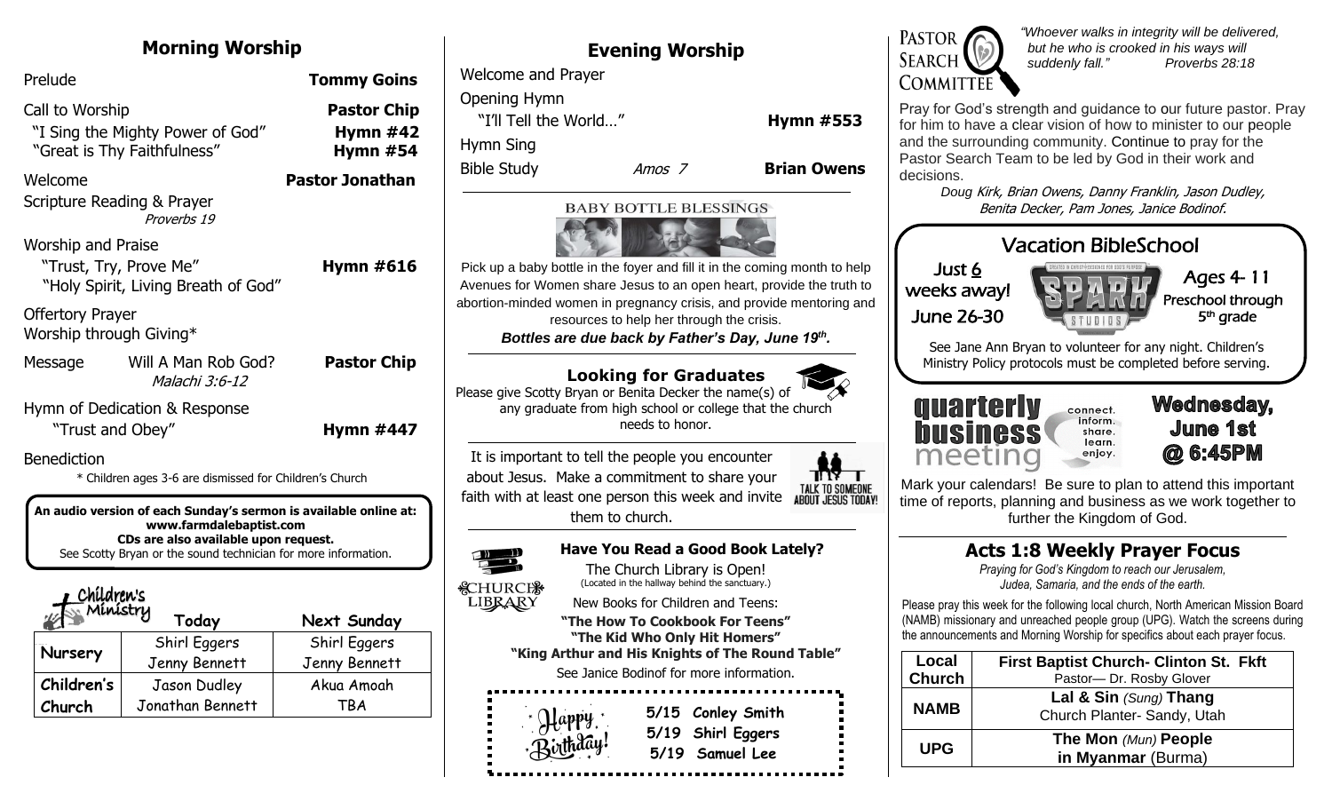## Morning Worship

| | |
|---|---|
| Prelude | **Tommy Goins** |
| Call to Worship | **Pastor Chip** |
| "I Sing the Mighty Power of God" | **Hymn #42** |
| "Great is Thy Faithfulness" | **Hymn #54** |
| Welcome | **Pastor Jonathan** |
| Scripture Reading & Prayer *Proverbs 19* | |
| Worship and Praise | |
| "Trust, Try, Prove Me" | **Hymn #616** |
| "Holy Spirit, Living Breath of God" | |
| Offertory Prayer | |
| Worship through Giving* | |
| Message — Will A Man Rob God? *Malachi 3:6-12* | **Pastor Chip** |
| Hymn of Dedication & Response | |
| "Trust and Obey" | **Hymn #447** |
| Benediction | |

\* Children ages 3-6 are dismissed for Children's Church

**An audio version of each Sunday's sermon is available online at: www.farmdalebaptist.com**
**CDs are also available upon request.**
See Scotty Bryan or the sound technician for more information.

### Children's Ministry

| | Today | Next Sunday |
|---|---|---|
| Nursery | Shirl Eggers<br>Jenny Bennett | Shirl Eggers<br>Jenny Bennett |
| Children's Church | Jason Dudley<br>Jonathan Bennett | Akua Amoah<br>TBA |

## Evening Worship

| | | |
|---|---|---|
| Welcome and Prayer | | |
| Opening Hymn | | |
| "I'll Tell the World…" | | **Hymn #553** |
| Hymn Sing | | |
| Bible Study | *Amos 7* | **Brian Owens** |

### BABY BOTTLE BLESSINGS

Pick up a baby bottle in the foyer and fill it in the coming month to help Avenues for Women share Jesus to an open heart, provide the truth to abortion-minded women in pregnancy crisis, and provide mentoring and resources to help her through the crisis.

***Bottles are due back by Father's Day, June 19th.***

### Looking for Graduates

Please give Scotty Bryan or Benita Decker the name(s) of any graduate from high school or college that the church needs to honor.

It is important to tell the people you encounter about Jesus. Make a commitment to share your faith with at least one person this week and invite them to church.

TALK TO SOMEONE ABOUT JESUS TODAY!

### Have You Read a Good Book Lately?

The Church Library is Open!
(Located in the hallway behind the sanctuary.)

New Books for Children and Teens:

**"The How To Cookbook For Teens"**
**"The Kid Who Only Hit Homers"**
**"King Arthur and His Knights of The Round Table"**

See Janice Bodinof for more information.

**Happy Birthday!**

- 5/15 Conley Smith
- 5/19 Shirl Eggers
- 5/19 Samuel Lee

### Pastor Search Committee

*"Whoever walks in integrity will be delivered, but he who is crooked in his ways will suddenly fall."* Proverbs 28:18

Pray for God's strength and guidance to our future pastor. Pray for him to have a clear vision of how to minister to our people and the surrounding community. Continue to pray for the Pastor Search Team to be led by God in their work and decisions.

*Doug Kirk, Brian Owens, Danny Franklin, Jason Dudley, Benita Decker, Pam Jones, Janice Bodinof.*

### Vacation BibleSchool

Just 6 weeks away!
June 26-30

SPARK STUDIOS

Ages 4- 11
Preschool through 5th grade

See Jane Ann Bryan to volunteer for any night. Children's Ministry Policy protocols must be completed before serving.

### quarterly business meeting

connect. inform. share. learn. enjoy.

**Wednesday, June 1st @ 6:45PM**

Mark your calendars! Be sure to plan to attend this important time of reports, planning and business as we work together to further the Kingdom of God.

## Acts 1:8 Weekly Prayer Focus

*Praying for God's Kingdom to reach our Jerusalem, Judea, Samaria, and the ends of the earth.*

Please pray this week for the following local church, North American Mission Board (NAMB) missionary and unreached people group (UPG). Watch the screens during the announcements and Morning Worship for specifics about each prayer focus.

| | |
|---|---|
| **Local Church** | **First Baptist Church- Clinton St. Fkft**<br>Pastor— Dr. Rosby Glover |
| **NAMB** | **Lal & Sin** *(Sung)* **Thang**<br>Church Planter- Sandy, Utah |
| **UPG** | **The Mon** *(Mun)* **People in Myanmar** (Burma) |